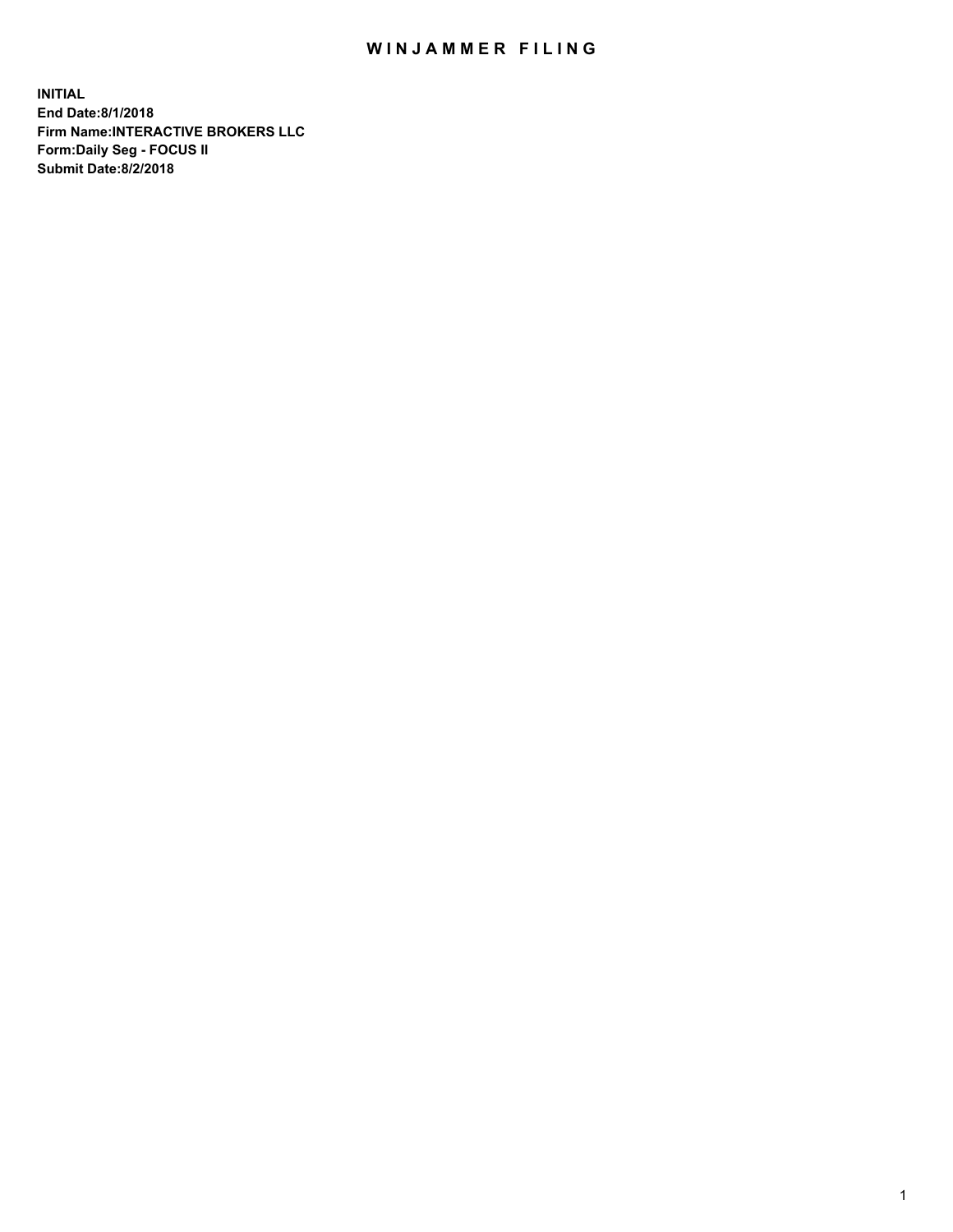# WINJAMMER FILING

**INITIAL**
**End Date:8/1/2018**
**Firm Name:INTERACTIVE BROKERS LLC**
**Form:Daily Seg - FOCUS II**
**Submit Date:8/2/2018**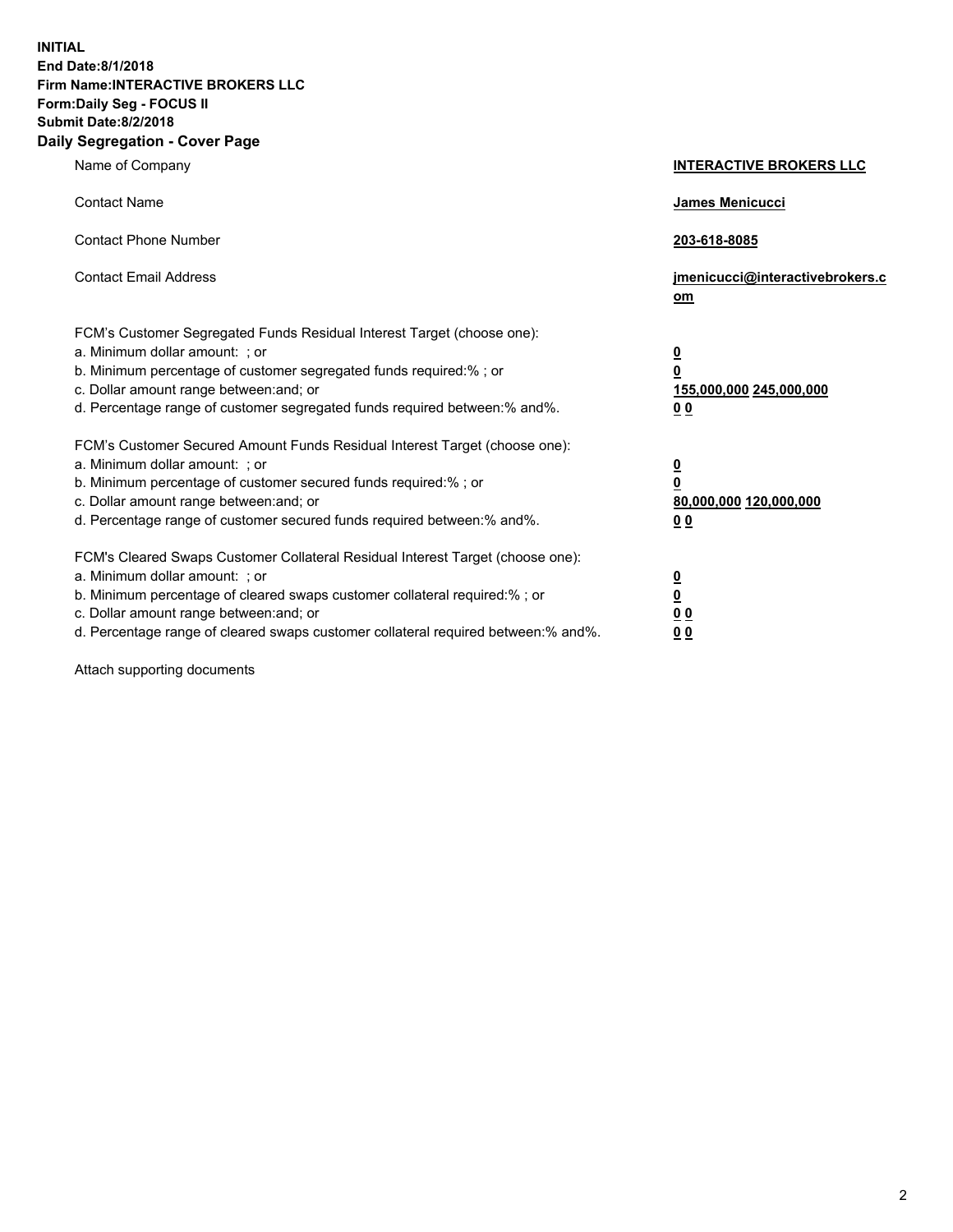**INITIAL**
**End Date:8/1/2018**
**Firm Name:INTERACTIVE BROKERS LLC**
**Form:Daily Seg - FOCUS II**
**Submit Date:8/2/2018**

## Daily Segregation - Cover Page

| | |
|---|---|
| Name of Company | **INTERACTIVE BROKERS LLC** |
| Contact Name | **James Menicucci** |
| Contact Phone Number | **203-618-8085** |
| Contact Email Address | **jmenicucci@interactivebrokers.com** |

FCM's Customer Segregated Funds Residual Interest Target (choose one):

| | |
|---|---|
| a. Minimum dollar amount: ; or | **0** |
| b. Minimum percentage of customer segregated funds required:% ; or | **0** |
| c. Dollar amount range between:and; or | **155,000,000 245,000,000** |
| d. Percentage range of customer segregated funds required between:% and%. | **0 0** |

FCM's Customer Secured Amount Funds Residual Interest Target (choose one):

| | |
|---|---|
| a. Minimum dollar amount: ; or | **0** |
| b. Minimum percentage of customer secured funds required:% ; or | **0** |
| c. Dollar amount range between:and; or | **80,000,000 120,000,000** |
| d. Percentage range of customer secured funds required between:% and%. | **0 0** |

FCM's Cleared Swaps Customer Collateral Residual Interest Target (choose one):

| | |
|---|---|
| a. Minimum dollar amount: ; or | **0** |
| b. Minimum percentage of cleared swaps customer collateral required:% ; or | **0** |
| c. Dollar amount range between:and; or | **0 0** |
| d. Percentage range of cleared swaps customer collateral required between:% and%. | **0 0** |

Attach supporting documents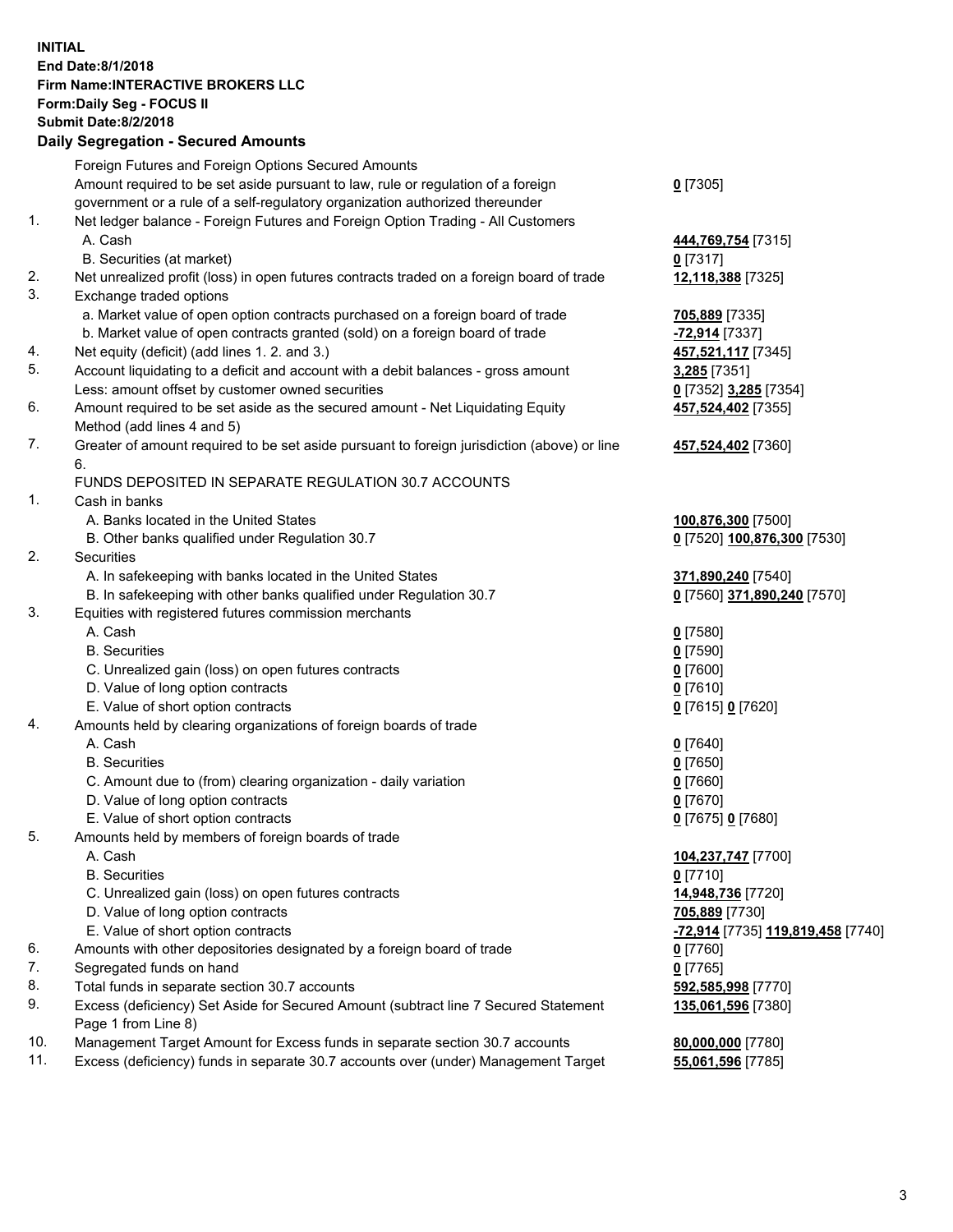**INITIAL**
**End Date:8/1/2018**
**Firm Name:INTERACTIVE BROKERS LLC**
**Form:Daily Seg - FOCUS II**
**Submit Date:8/2/2018**
**Daily Segregation - Secured Amounts**

| | | |
|---|---|---|
| | Foreign Futures and Foreign Options Secured Amounts | |
| | Amount required to be set aside pursuant to law, rule or regulation of a foreign government or a rule of a self-regulatory organization authorized thereunder | **0** [7305] |
| 1. | Net ledger balance - Foreign Futures and Foreign Option Trading - All Customers | |
| | A. Cash | **444,769,754** [7315] |
| | B. Securities (at market) | **0** [7317] |
| 2. | Net unrealized profit (loss) in open futures contracts traded on a foreign board of trade | **12,118,388** [7325] |
| 3. | Exchange traded options | |
| | a. Market value of open option contracts purchased on a foreign board of trade | **705,889** [7335] |
| | b. Market value of open contracts granted (sold) on a foreign board of trade | **-72,914** [7337] |
| 4. | Net equity (deficit) (add lines 1. 2. and 3.) | **457,521,117** [7345] |
| 5. | Account liquidating to a deficit and account with a debit balances - gross amount | **3,285** [7351] |
| | Less: amount offset by customer owned securities | **0** [7352] **3,285** [7354] |
| 6. | Amount required to be set aside as the secured amount - Net Liquidating Equity Method (add lines 4 and 5) | **457,524,402** [7355] |
| 7. | Greater of amount required to be set aside pursuant to foreign jurisdiction (above) or line 6. | **457,524,402** [7360] |
| | FUNDS DEPOSITED IN SEPARATE REGULATION 30.7 ACCOUNTS | |
| 1. | Cash in banks | |
| | A. Banks located in the United States | **100,876,300** [7500] |
| | B. Other banks qualified under Regulation 30.7 | **0** [7520] **100,876,300** [7530] |
| 2. | Securities | |
| | A. In safekeeping with banks located in the United States | **371,890,240** [7540] |
| | B. In safekeeping with other banks qualified under Regulation 30.7 | **0** [7560] **371,890,240** [7570] |
| 3. | Equities with registered futures commission merchants | |
| | A. Cash | **0** [7580] |
| | B. Securities | **0** [7590] |
| | C. Unrealized gain (loss) on open futures contracts | **0** [7600] |
| | D. Value of long option contracts | **0** [7610] |
| | E. Value of short option contracts | **0** [7615] **0** [7620] |
| 4. | Amounts held by clearing organizations of foreign boards of trade | |
| | A. Cash | **0** [7640] |
| | B. Securities | **0** [7650] |
| | C. Amount due to (from) clearing organization - daily variation | **0** [7660] |
| | D. Value of long option contracts | **0** [7670] |
| | E. Value of short option contracts | **0** [7675] **0** [7680] |
| 5. | Amounts held by members of foreign boards of trade | |
| | A. Cash | **104,237,747** [7700] |
| | B. Securities | **0** [7710] |
| | C. Unrealized gain (loss) on open futures contracts | **14,948,736** [7720] |
| | D. Value of long option contracts | **705,889** [7730] |
| | E. Value of short option contracts | **-72,914** [7735] **119,819,458** [7740] |
| 6. | Amounts with other depositories designated by a foreign board of trade | **0** [7760] |
| 7. | Segregated funds on hand | **0** [7765] |
| 8. | Total funds in separate section 30.7 accounts | **592,585,998** [7770] |
| 9. | Excess (deficiency) Set Aside for Secured Amount (subtract line 7 Secured Statement Page 1 from Line 8) | **135,061,596** [7380] |
| 10. | Management Target Amount for Excess funds in separate section 30.7 accounts | **80,000,000** [7780] |
| 11. | Excess (deficiency) funds in separate 30.7 accounts over (under) Management Target | **55,061,596** [7785] |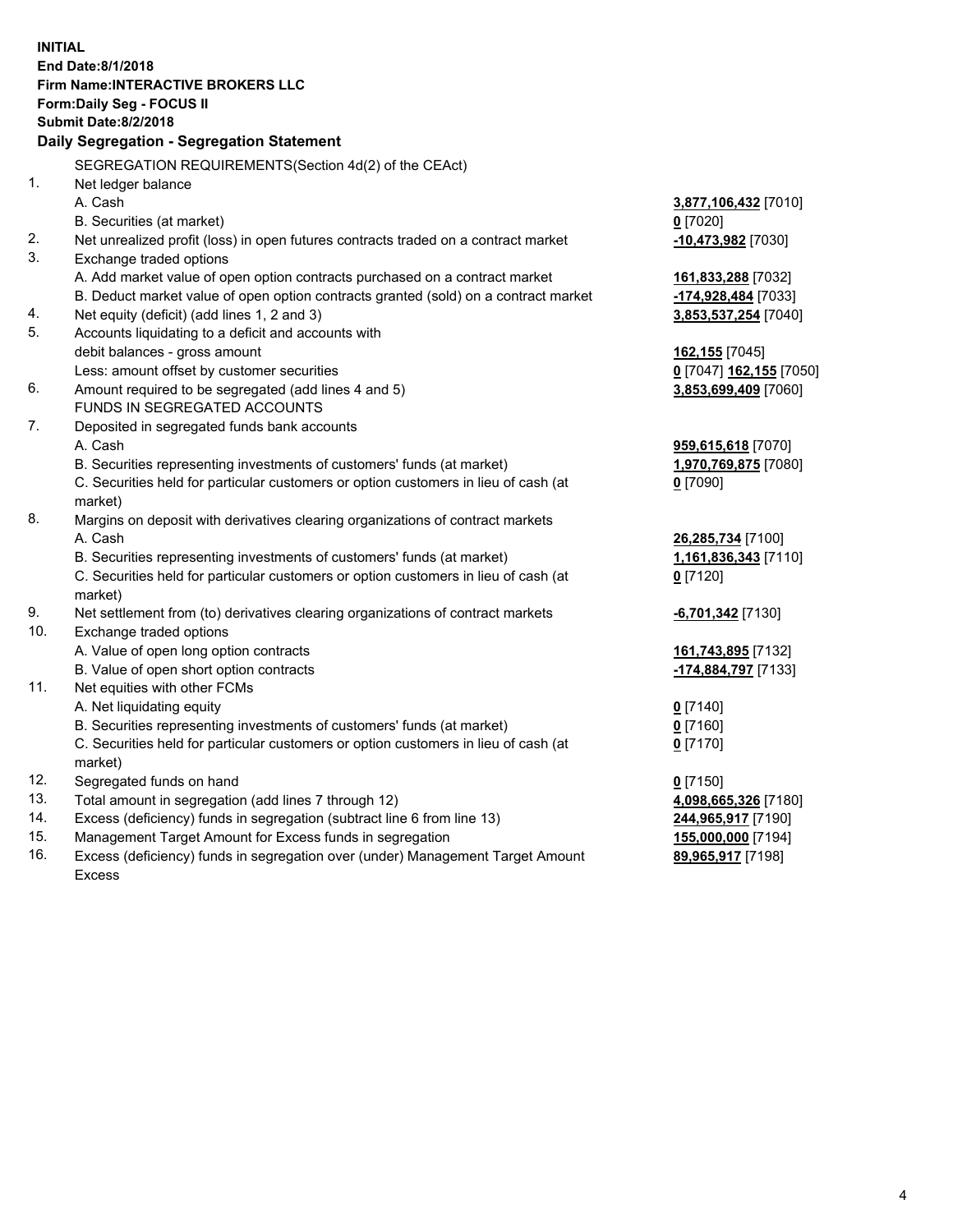**INITIAL**
**End Date:8/1/2018**
**Firm Name:INTERACTIVE BROKERS LLC**
**Form:Daily Seg - FOCUS II**
**Submit Date:8/2/2018**

## Daily Segregation - Segregation Statement

SEGREGATION REQUIREMENTS(Section 4d(2) of the CEAct)

| | | |
|---|---|---|
| 1. | Net ledger balance | |
| | A. Cash | **3,877,106,432** [7010] |
| | B. Securities (at market) | **0** [7020] |
| 2. | Net unrealized profit (loss) in open futures contracts traded on a contract market | **-10,473,982** [7030] |
| 3. | Exchange traded options | |
| | A. Add market value of open option contracts purchased on a contract market | **161,833,288** [7032] |
| | B. Deduct market value of open option contracts granted (sold) on a contract market | **-174,928,484** [7033] |
| 4. | Net equity (deficit) (add lines 1, 2 and 3) | **3,853,537,254** [7040] |
| 5. | Accounts liquidating to a deficit and accounts with debit balances - gross amount | **162,155** [7045] |
| | Less: amount offset by customer securities | **0** [7047] **162,155** [7050] |
| 6. | Amount required to be segregated (add lines 4 and 5) | **3,853,699,409** [7060] |
| | FUNDS IN SEGREGATED ACCOUNTS | |
| 7. | Deposited in segregated funds bank accounts | |
| | A. Cash | **959,615,618** [7070] |
| | B. Securities representing investments of customers' funds (at market) | **1,970,769,875** [7080] |
| | C. Securities held for particular customers or option customers in lieu of cash (at market) | **0** [7090] |
| 8. | Margins on deposit with derivatives clearing organizations of contract markets | |
| | A. Cash | **26,285,734** [7100] |
| | B. Securities representing investments of customers' funds (at market) | **1,161,836,343** [7110] |
| | C. Securities held for particular customers or option customers in lieu of cash (at market) | **0** [7120] |
| 9. | Net settlement from (to) derivatives clearing organizations of contract markets | **-6,701,342** [7130] |
| 10. | Exchange traded options | |
| | A. Value of open long option contracts | **161,743,895** [7132] |
| | B. Value of open short option contracts | **-174,884,797** [7133] |
| 11. | Net equities with other FCMs | |
| | A. Net liquidating equity | **0** [7140] |
| | B. Securities representing investments of customers' funds (at market) | **0** [7160] |
| | C. Securities held for particular customers or option customers in lieu of cash (at market) | **0** [7170] |
| 12. | Segregated funds on hand | **0** [7150] |
| 13. | Total amount in segregation (add lines 7 through 12) | **4,098,665,326** [7180] |
| 14. | Excess (deficiency) funds in segregation (subtract line 6 from line 13) | **244,965,917** [7190] |
| 15. | Management Target Amount for Excess funds in segregation | **155,000,000** [7194] |
| 16. | Excess (deficiency) funds in segregation over (under) Management Target Amount Excess | **89,965,917** [7198] |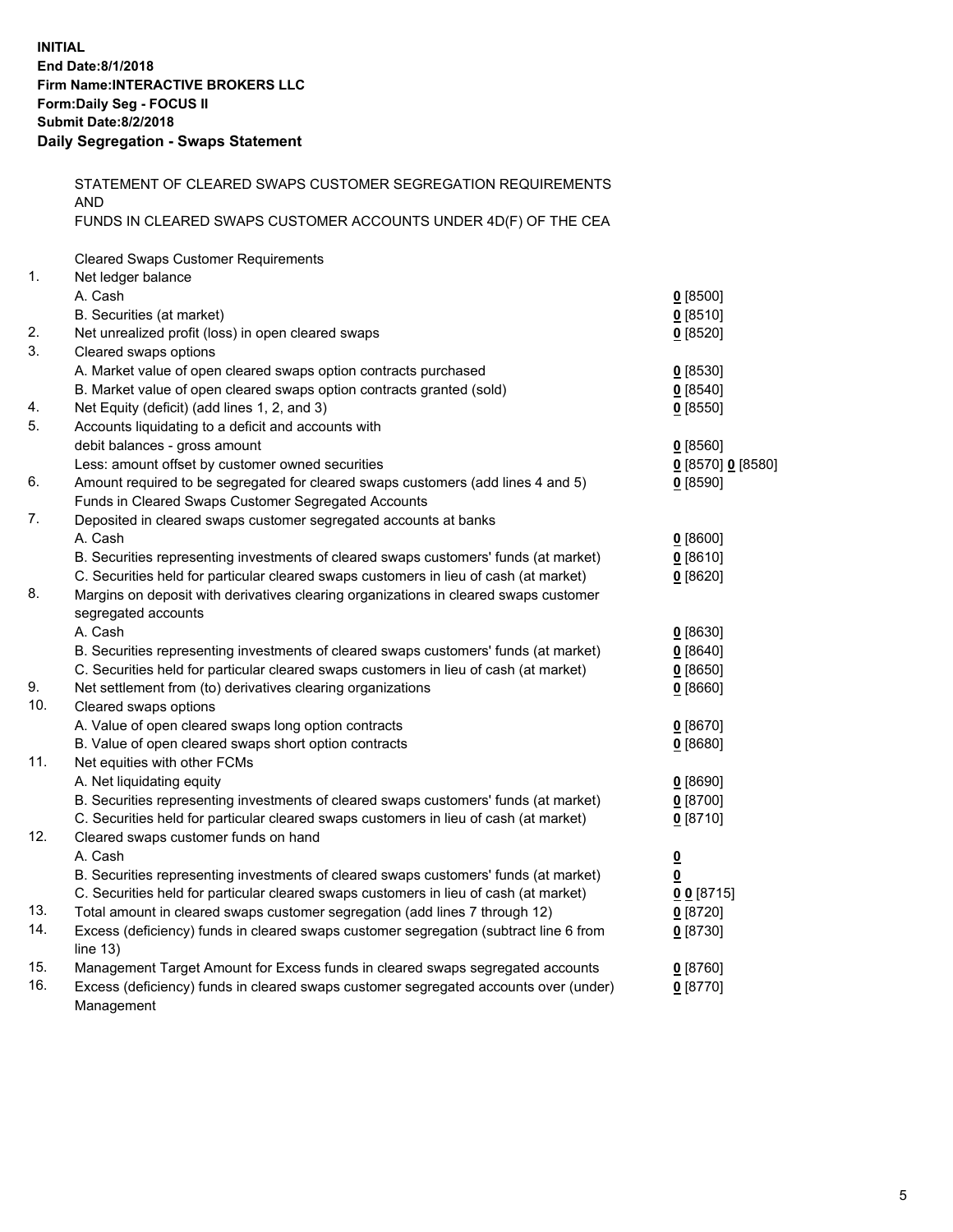**INITIAL**
**End Date:8/1/2018**
**Firm Name:INTERACTIVE BROKERS LLC**
**Form:Daily Seg - FOCUS II**
**Submit Date:8/2/2018**
**Daily Segregation - Swaps Statement**

STATEMENT OF CLEARED SWAPS CUSTOMER SEGREGATION REQUIREMENTS AND FUNDS IN CLEARED SWAPS CUSTOMER ACCOUNTS UNDER 4D(F) OF THE CEA

| | | |
|---|---|---|
| | Cleared Swaps Customer Requirements | |
| 1. | Net ledger balance | |
| | A. Cash | 0 [8500] |
| | B. Securities (at market) | 0 [8510] |
| 2. | Net unrealized profit (loss) in open cleared swaps | 0 [8520] |
| 3. | Cleared swaps options | |
| | A. Market value of open cleared swaps option contracts purchased | 0 [8530] |
| | B. Market value of open cleared swaps option contracts granted (sold) | 0 [8540] |
| 4. | Net Equity (deficit) (add lines 1, 2, and 3) | 0 [8550] |
| 5. | Accounts liquidating to a deficit and accounts with debit balances - gross amount | 0 [8560] |
| | Less: amount offset by customer owned securities | 0 [8570] 0 [8580] |
| 6. | Amount required to be segregated for cleared swaps customers (add lines 4 and 5) | 0 [8590] |
| | Funds in Cleared Swaps Customer Segregated Accounts | |
| 7. | Deposited in cleared swaps customer segregated accounts at banks | |
| | A. Cash | 0 [8600] |
| | B. Securities representing investments of cleared swaps customers' funds (at market) | 0 [8610] |
| | C. Securities held for particular cleared swaps customers in lieu of cash (at market) | 0 [8620] |
| 8. | Margins on deposit with derivatives clearing organizations in cleared swaps customer segregated accounts | |
| | A. Cash | 0 [8630] |
| | B. Securities representing investments of cleared swaps customers' funds (at market) | 0 [8640] |
| | C. Securities held for particular cleared swaps customers in lieu of cash (at market) | 0 [8650] |
| 9. | Net settlement from (to) derivatives clearing organizations | 0 [8660] |
| 10. | Cleared swaps options | |
| | A. Value of open cleared swaps long option contracts | 0 [8670] |
| | B. Value of open cleared swaps short option contracts | 0 [8680] |
| 11. | Net equities with other FCMs | |
| | A. Net liquidating equity | 0 [8690] |
| | B. Securities representing investments of cleared swaps customers' funds (at market) | 0 [8700] |
| | C. Securities held for particular cleared swaps customers in lieu of cash (at market) | 0 [8710] |
| 12. | Cleared swaps customer funds on hand | |
| | A. Cash | 0 |
| | B. Securities representing investments of cleared swaps customers' funds (at market) | 0 |
| | C. Securities held for particular cleared swaps customers in lieu of cash (at market) | 0 0 [8715] |
| 13. | Total amount in cleared swaps customer segregation (add lines 7 through 12) | 0 [8720] |
| 14. | Excess (deficiency) funds in cleared swaps customer segregation (subtract line 6 from line 13) | 0 [8730] |
| 15. | Management Target Amount for Excess funds in cleared swaps segregated accounts | 0 [8760] |
| 16. | Excess (deficiency) funds in cleared swaps customer segregated accounts over (under) Management | 0 [8770] |